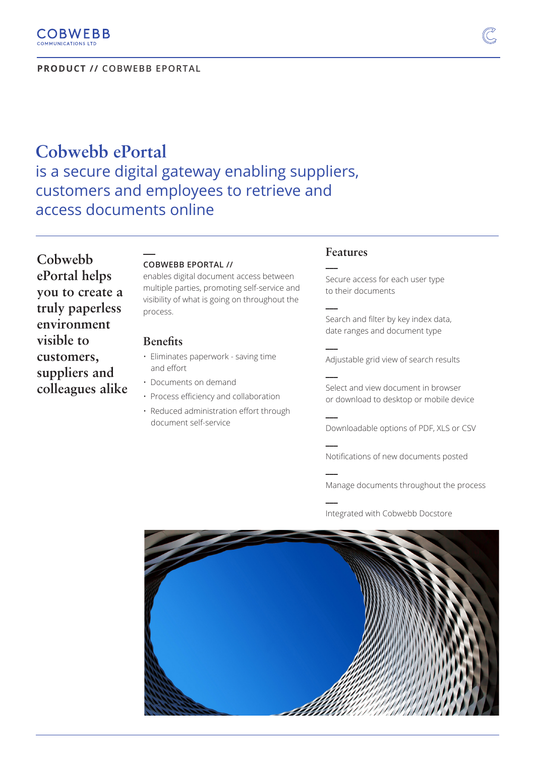**PRODUCT // COBWEBB EPORTAL**

# Cobwebb ePortal

## is a secure digital gateway enabling suppliers, customers and employees to retrieve and access documents online

**Cobwebb ePortal helps you to create a truly paperless environment visible to customers, suppliers and colleagues alike**

**COBWEBB EPORTAL //**
enables digital document access between multiple parties, promoting self-service and visibility of what is going on throughout the process.

### Benefits

- Eliminates paperwork - saving time and effort
- Documents on demand
- Process efficiency and collaboration
- Reduced administration effort through document self-service

### Features

- Secure access for each user type to their documents
- Search and filter by key index data, date ranges and document type
- Adjustable grid view of search results
- Select and view document in browser or download to desktop or mobile device
- Downloadable options of PDF, XLS or CSV
- Notifications of new documents posted
- Manage documents throughout the process
- Integrated with Cobwebb Docstore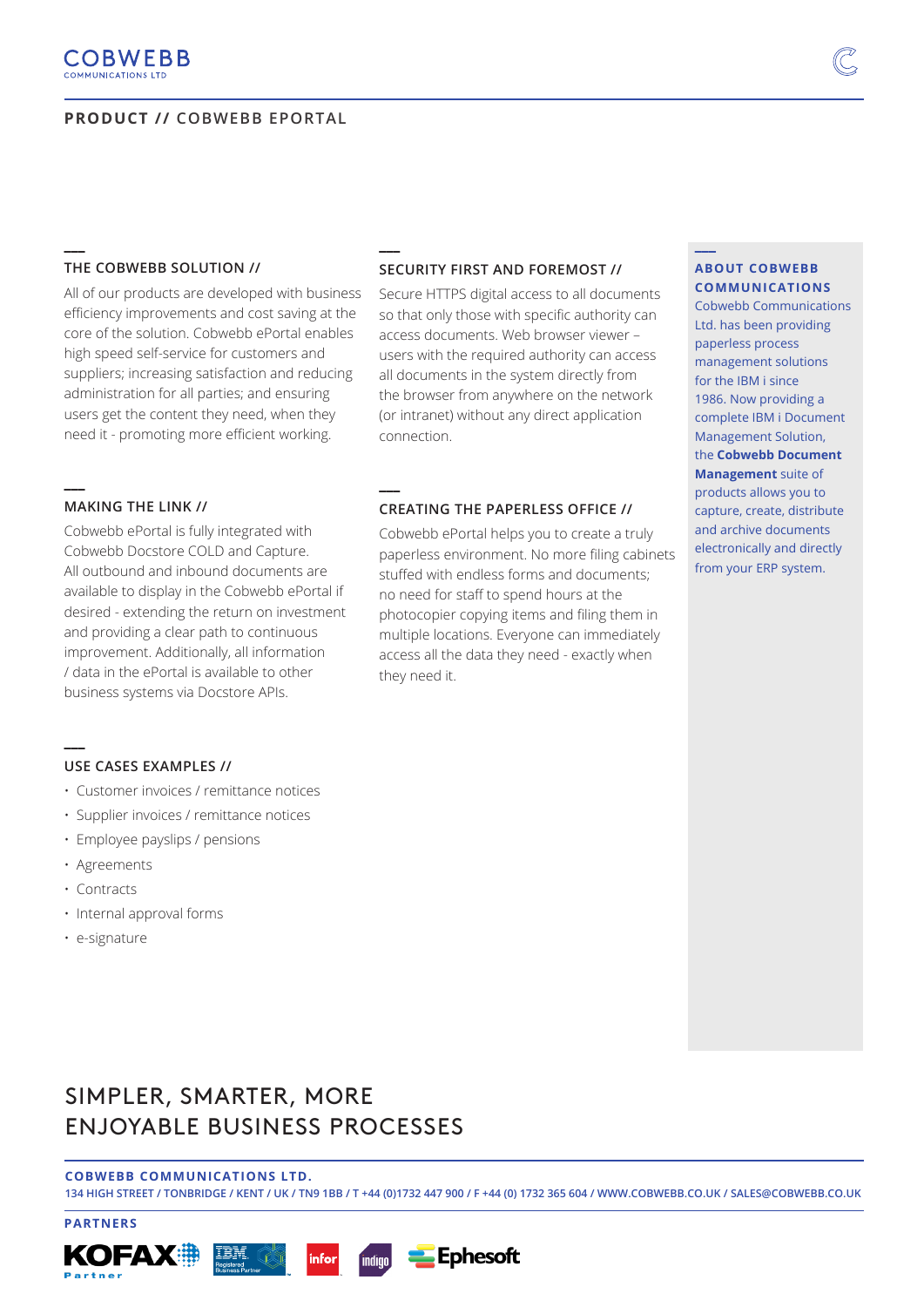**PRODUCT // COBWEBB EPORTAL**

### THE COBWEBB SOLUTION //

All of our products are developed with business efficiency improvements and cost saving at the core of the solution. Cobwebb ePortal enables high speed self-service for customers and suppliers; increasing satisfaction and reducing administration for all parties; and ensuring users get the content they need, when they need it - promoting more efficient working.

### MAKING THE LINK //

Cobwebb ePortal is fully integrated with Cobwebb Docstore COLD and Capture. All outbound and inbound documents are available to display in the Cobwebb ePortal if desired - extending the return on investment and providing a clear path to continuous improvement. Additionally, all information / data in the ePortal is available to other business systems via Docstore APIs.

### USE CASES EXAMPLES //

- Customer invoices / remittance notices
- Supplier invoices / remittance notices
- Employee payslips / pensions
- Agreements
- Contracts
- Internal approval forms
- e-signature

### SECURITY FIRST AND FOREMOST //

Secure HTTPS digital access to all documents so that only those with specific authority can access documents. Web browser viewer – users with the required authority can access all documents in the system directly from the browser from anywhere on the network (or intranet) without any direct application connection.

### CREATING THE PAPERLESS OFFICE //

Cobwebb ePortal helps you to create a truly paperless environment. No more filing cabinets stuffed with endless forms and documents; no need for staff to spend hours at the photocopier copying items and filing them in multiple locations. Everyone can immediately access all the data they need - exactly when they need it.

### ABOUT COBWEBB COMMUNICATIONS

Cobwebb Communications Ltd. has been providing paperless process management solutions for the IBM i since 1986. Now providing a complete IBM i Document Management Solution, the **Cobwebb Document Management** suite of products allows you to capture, create, distribute and archive documents electronically and directly from your ERP system.

## SIMPLER, SMARTER, MORE ENJOYABLE BUSINESS PROCESSES

**COBWEBB COMMUNICATIONS LTD.**
134 HIGH STREET / TONBRIDGE / KENT / UK / TN9 1BB / T +44 (0)1732 447 900 / F +44 (0) 1732 365 604 / WWW.COBWEBB.CO.UK / SALES@COBWEBB.CO.UK

**PARTNERS**